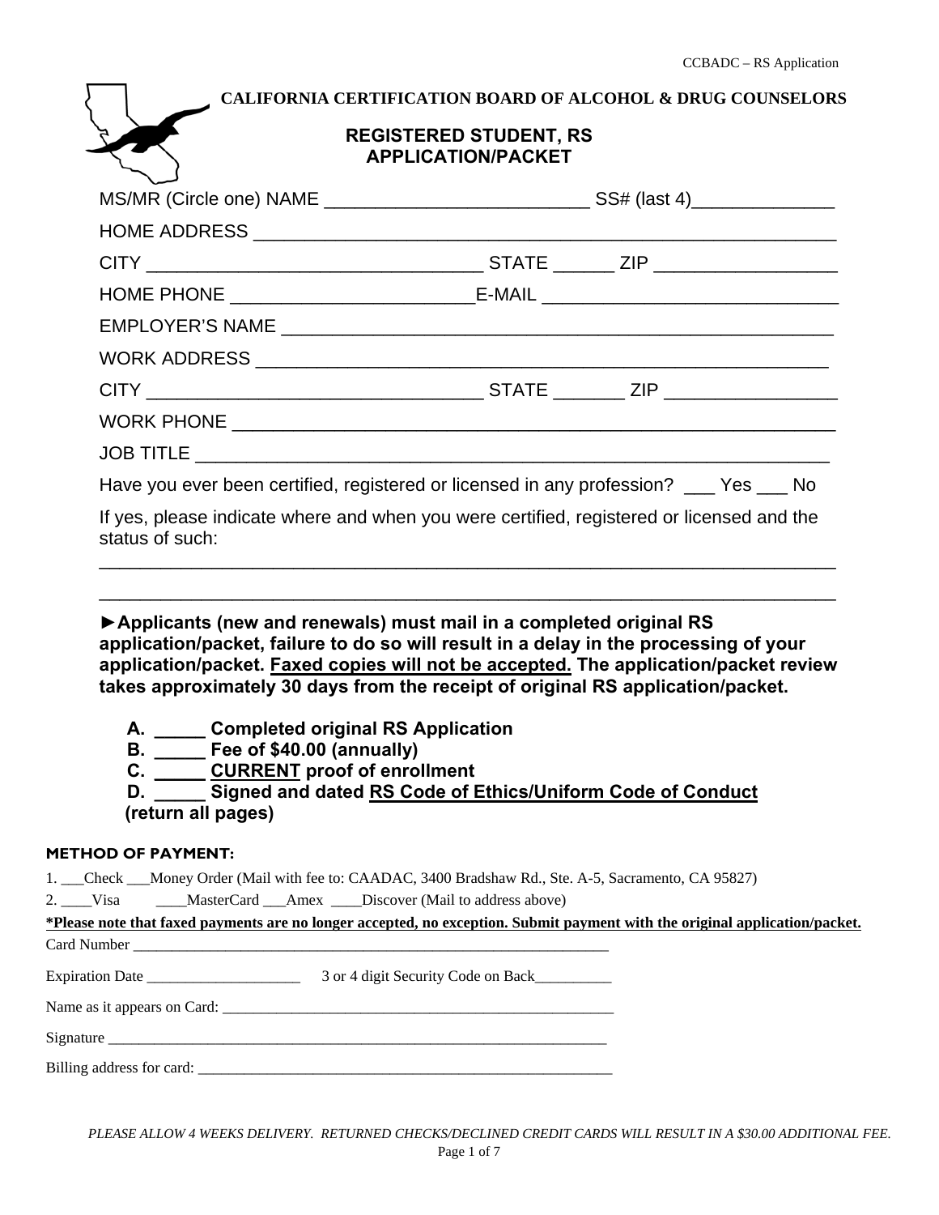# CALIFORNIA CERTIFICATION BOARD OF ALCOHOL & DRUG COUNSELORS

## REGISTERED STUDENT, RS APPLICATION/PACKET

MS/MR (Circle one) NAME __________________________ SS# (last 4)______________

HOME ADDRESS ___________________________________________________________

CITY ________________________________ STATE ______ ZIP _________________

HOME PHONE _______________________E-MAIL ____________________________

EMPLOYER'S NAME ________________________________________________________

WORK ADDRESS ___________________________________________________________

CITY ________________________________ STATE _______ ZIP ________________

WORK PHONE _____________________________________________________________

JOB TITLE _______________________________________________________________

Have you ever been certified, registered or licensed in any profession? ___ Yes ___ No

If yes, please indicate where and when you were certified, registered or licensed and the status of such:

__________________________________________________________________________

__________________________________________________________________________

**►Applicants (new and renewals) must mail in a completed original RS application/packet, failure to do so will result in a delay in the processing of your application/packet. <u>Faxed copies will not be accepted.</u> The application/packet review takes approximately 30 days from the receipt of original RS application/packet.**

**A. _____ Completed original RS Application**
**B. _____ Fee of $40.00 (annually)**
**C. _____ <u>CURRENT</u> proof of enrollment**
**D. _____ Signed and dated <u>RS Code of Ethics/Uniform Code of Conduct</u> (return all pages)**

**METHOD OF PAYMENT:**

1. ___Check ___Money Order (Mail with fee to: CAADAC, 3400 Bradshaw Rd., Ste. A-5, Sacramento, CA 95827)
2. ____Visa ____MasterCard ___Amex ____Discover (Mail to address above)

**<u>*Please note that faxed payments are no longer accepted, no exception. Submit payment with the original application/packet.</u>**

Card Number _______________________________________________________________

Expiration Date ____________________ 3 or 4 digit Security Code on Back__________

Name as it appears on Card: _____________________________________________________

Signature __________________________________________________________________

Billing address for card: _______________________________________________________

*PLEASE ALLOW 4 WEEKS DELIVERY. RETURNED CHECKS/DECLINED CREDIT CARDS WILL RESULT IN A $30.00 ADDITIONAL FEE.*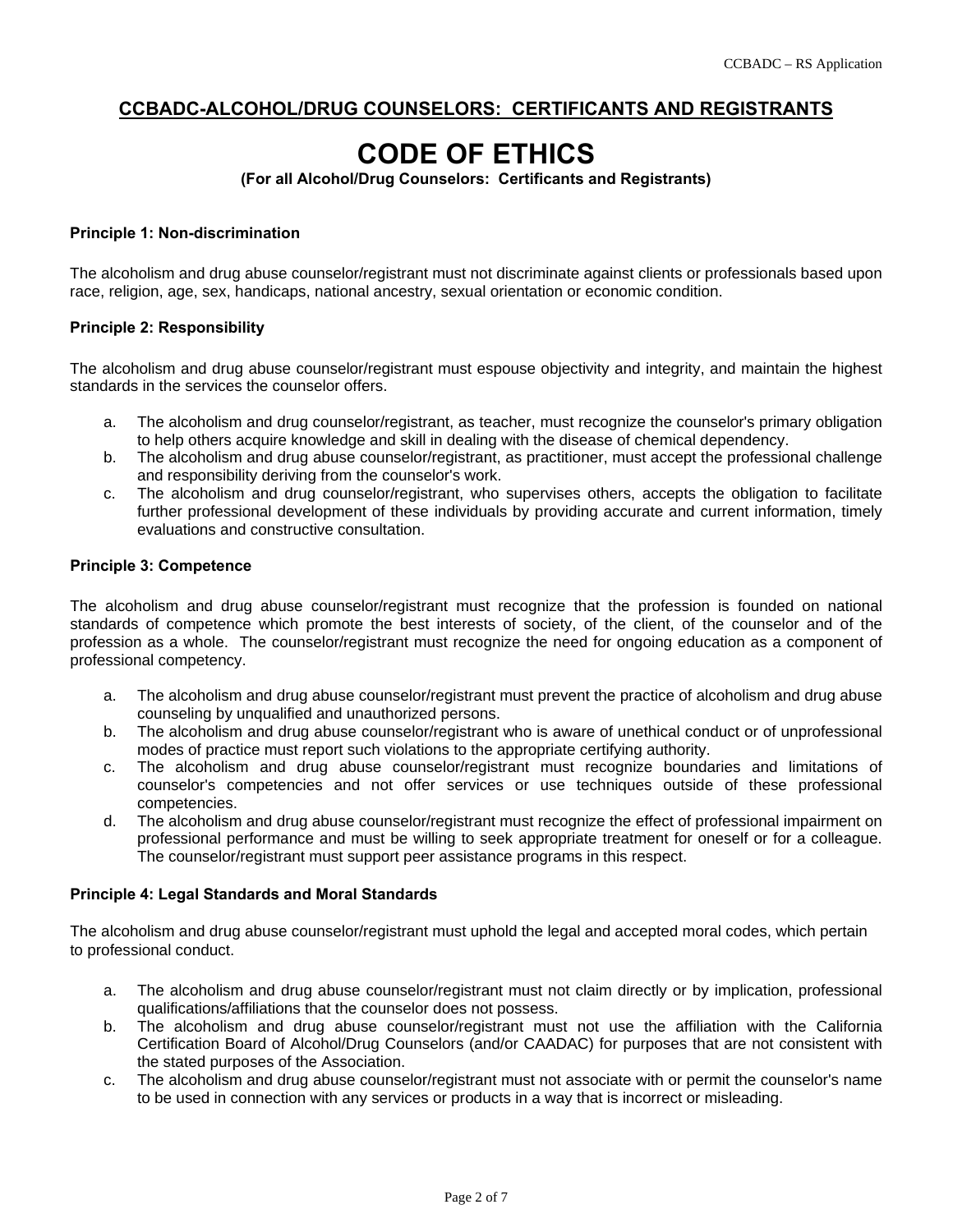## CCBADC-ALCOHOL/DRUG COUNSELORS: CERTIFICANTS AND REGISTRANTS

# CODE OF ETHICS

**(For all Alcohol/Drug Counselors: Certificants and Registrants)**

**Principle 1: Non-discrimination**

The alcoholism and drug abuse counselor/registrant must not discriminate against clients or professionals based upon race, religion, age, sex, handicaps, national ancestry, sexual orientation or economic condition.

**Principle 2: Responsibility**

The alcoholism and drug abuse counselor/registrant must espouse objectivity and integrity, and maintain the highest standards in the services the counselor offers.

a. The alcoholism and drug counselor/registrant, as teacher, must recognize the counselor's primary obligation to help others acquire knowledge and skill in dealing with the disease of chemical dependency.
b. The alcoholism and drug abuse counselor/registrant, as practitioner, must accept the professional challenge and responsibility deriving from the counselor's work.
c. The alcoholism and drug counselor/registrant, who supervises others, accepts the obligation to facilitate further professional development of these individuals by providing accurate and current information, timely evaluations and constructive consultation.

**Principle 3: Competence**

The alcoholism and drug abuse counselor/registrant must recognize that the profession is founded on national standards of competence which promote the best interests of society, of the client, of the counselor and of the profession as a whole. The counselor/registrant must recognize the need for ongoing education as a component of professional competency.

a. The alcoholism and drug abuse counselor/registrant must prevent the practice of alcoholism and drug abuse counseling by unqualified and unauthorized persons.
b. The alcoholism and drug abuse counselor/registrant who is aware of unethical conduct or of unprofessional modes of practice must report such violations to the appropriate certifying authority.
c. The alcoholism and drug abuse counselor/registrant must recognize boundaries and limitations of counselor's competencies and not offer services or use techniques outside of these professional competencies.
d. The alcoholism and drug abuse counselor/registrant must recognize the effect of professional impairment on professional performance and must be willing to seek appropriate treatment for oneself or for a colleague. The counselor/registrant must support peer assistance programs in this respect.

**Principle 4: Legal Standards and Moral Standards**

The alcoholism and drug abuse counselor/registrant must uphold the legal and accepted moral codes, which pertain to professional conduct.

a. The alcoholism and drug abuse counselor/registrant must not claim directly or by implication, professional qualifications/affiliations that the counselor does not possess.
b. The alcoholism and drug abuse counselor/registrant must not use the affiliation with the California Certification Board of Alcohol/Drug Counselors (and/or CAADAC) for purposes that are not consistent with the stated purposes of the Association.
c. The alcoholism and drug abuse counselor/registrant must not associate with or permit the counselor's name to be used in connection with any services or products in a way that is incorrect or misleading.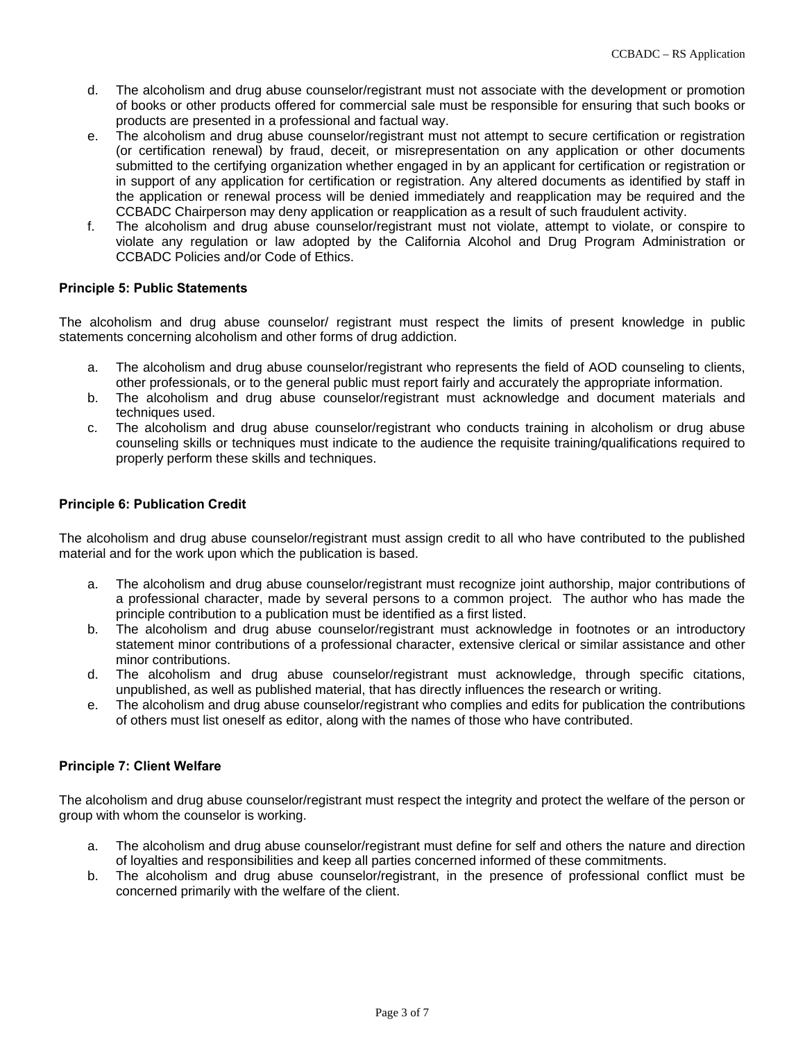d. The alcoholism and drug abuse counselor/registrant must not associate with the development or promotion of books or other products offered for commercial sale must be responsible for ensuring that such books or products are presented in a professional and factual way.
e. The alcoholism and drug abuse counselor/registrant must not attempt to secure certification or registration (or certification renewal) by fraud, deceit, or misrepresentation on any application or other documents submitted to the certifying organization whether engaged in by an applicant for certification or registration or in support of any application for certification or registration. Any altered documents as identified by staff in the application or renewal process will be denied immediately and reapplication may be required and the CCBADC Chairperson may deny application or reapplication as a result of such fraudulent activity.
f. The alcoholism and drug abuse counselor/registrant must not violate, attempt to violate, or conspire to violate any regulation or law adopted by the California Alcohol and Drug Program Administration or CCBADC Policies and/or Code of Ethics.

**Principle 5: Public Statements**

The alcoholism and drug abuse counselor/ registrant must respect the limits of present knowledge in public statements concerning alcoholism and other forms of drug addiction.

a. The alcoholism and drug abuse counselor/registrant who represents the field of AOD counseling to clients, other professionals, or to the general public must report fairly and accurately the appropriate information.
b. The alcoholism and drug abuse counselor/registrant must acknowledge and document materials and techniques used.
c. The alcoholism and drug abuse counselor/registrant who conducts training in alcoholism or drug abuse counseling skills or techniques must indicate to the audience the requisite training/qualifications required to properly perform these skills and techniques.

**Principle 6: Publication Credit**

The alcoholism and drug abuse counselor/registrant must assign credit to all who have contributed to the published material and for the work upon which the publication is based.

a. The alcoholism and drug abuse counselor/registrant must recognize joint authorship, major contributions of a professional character, made by several persons to a common project. The author who has made the principle contribution to a publication must be identified as a first listed.
b. The alcoholism and drug abuse counselor/registrant must acknowledge in footnotes or an introductory statement minor contributions of a professional character, extensive clerical or similar assistance and other minor contributions.
d. The alcoholism and drug abuse counselor/registrant must acknowledge, through specific citations, unpublished, as well as published material, that has directly influences the research or writing.
e. The alcoholism and drug abuse counselor/registrant who complies and edits for publication the contributions of others must list oneself as editor, along with the names of those who have contributed.

**Principle 7: Client Welfare**

The alcoholism and drug abuse counselor/registrant must respect the integrity and protect the welfare of the person or group with whom the counselor is working.

a. The alcoholism and drug abuse counselor/registrant must define for self and others the nature and direction of loyalties and responsibilities and keep all parties concerned informed of these commitments.
b. The alcoholism and drug abuse counselor/registrant, in the presence of professional conflict must be concerned primarily with the welfare of the client.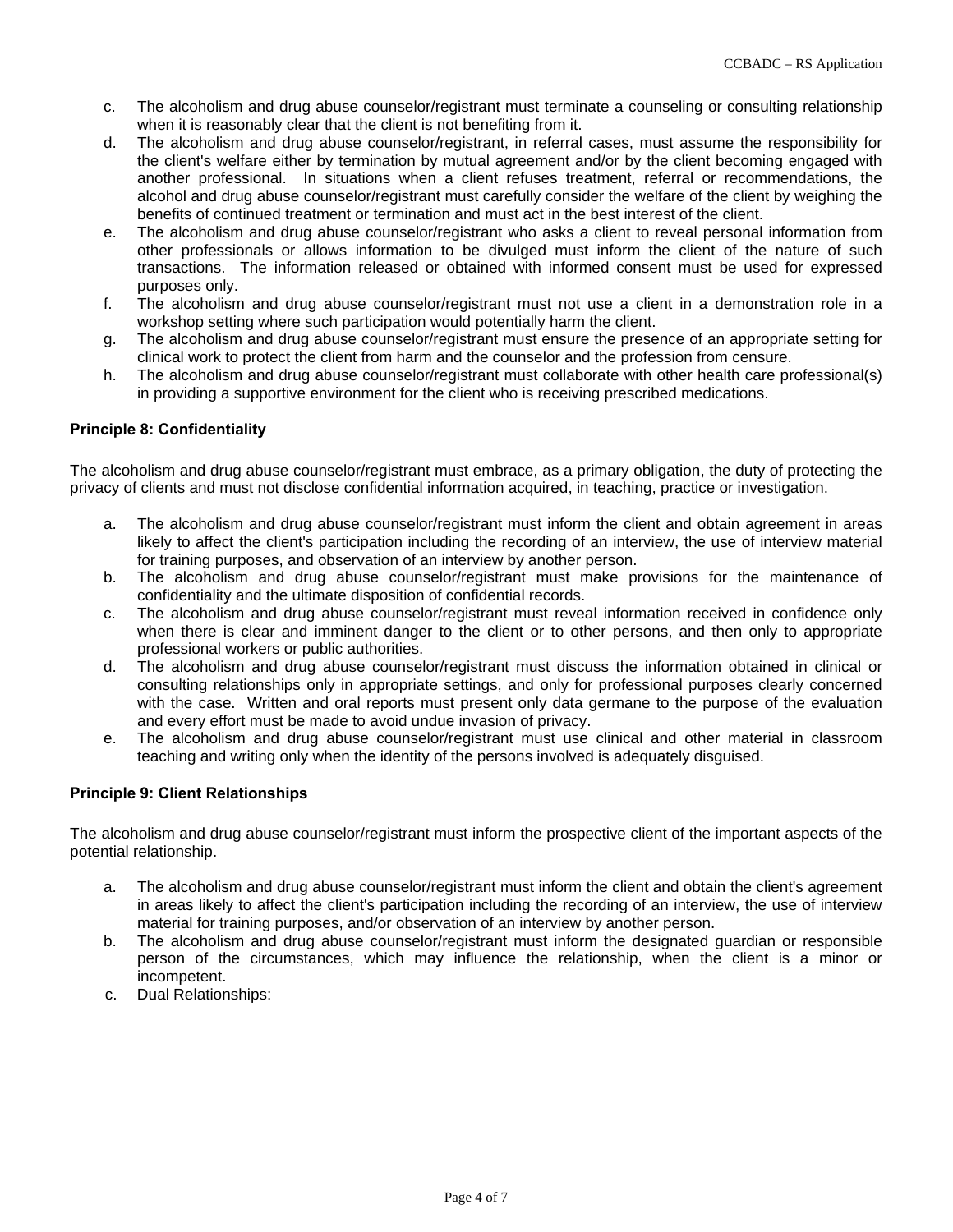c. The alcoholism and drug abuse counselor/registrant must terminate a counseling or consulting relationship when it is reasonably clear that the client is not benefiting from it.
d. The alcoholism and drug abuse counselor/registrant, in referral cases, must assume the responsibility for the client's welfare either by termination by mutual agreement and/or by the client becoming engaged with another professional. In situations when a client refuses treatment, referral or recommendations, the alcohol and drug abuse counselor/registrant must carefully consider the welfare of the client by weighing the benefits of continued treatment or termination and must act in the best interest of the client.
e. The alcoholism and drug abuse counselor/registrant who asks a client to reveal personal information from other professionals or allows information to be divulged must inform the client of the nature of such transactions. The information released or obtained with informed consent must be used for expressed purposes only.
f. The alcoholism and drug abuse counselor/registrant must not use a client in a demonstration role in a workshop setting where such participation would potentially harm the client.
g. The alcoholism and drug abuse counselor/registrant must ensure the presence of an appropriate setting for clinical work to protect the client from harm and the counselor and the profession from censure.
h. The alcoholism and drug abuse counselor/registrant must collaborate with other health care professional(s) in providing a supportive environment for the client who is receiving prescribed medications.

**Principle 8: Confidentiality**

The alcoholism and drug abuse counselor/registrant must embrace, as a primary obligation, the duty of protecting the privacy of clients and must not disclose confidential information acquired, in teaching, practice or investigation.

a. The alcoholism and drug abuse counselor/registrant must inform the client and obtain agreement in areas likely to affect the client's participation including the recording of an interview, the use of interview material for training purposes, and observation of an interview by another person.
b. The alcoholism and drug abuse counselor/registrant must make provisions for the maintenance of confidentiality and the ultimate disposition of confidential records.
c. The alcoholism and drug abuse counselor/registrant must reveal information received in confidence only when there is clear and imminent danger to the client or to other persons, and then only to appropriate professional workers or public authorities.
d. The alcoholism and drug abuse counselor/registrant must discuss the information obtained in clinical or consulting relationships only in appropriate settings, and only for professional purposes clearly concerned with the case. Written and oral reports must present only data germane to the purpose of the evaluation and every effort must be made to avoid undue invasion of privacy.
e. The alcoholism and drug abuse counselor/registrant must use clinical and other material in classroom teaching and writing only when the identity of the persons involved is adequately disguised.

**Principle 9: Client Relationships**

The alcoholism and drug abuse counselor/registrant must inform the prospective client of the important aspects of the potential relationship.

a. The alcoholism and drug abuse counselor/registrant must inform the client and obtain the client's agreement in areas likely to affect the client's participation including the recording of an interview, the use of interview material for training purposes, and/or observation of an interview by another person.
b. The alcoholism and drug abuse counselor/registrant must inform the designated guardian or responsible person of the circumstances, which may influence the relationship, when the client is a minor or incompetent.
c. Dual Relationships: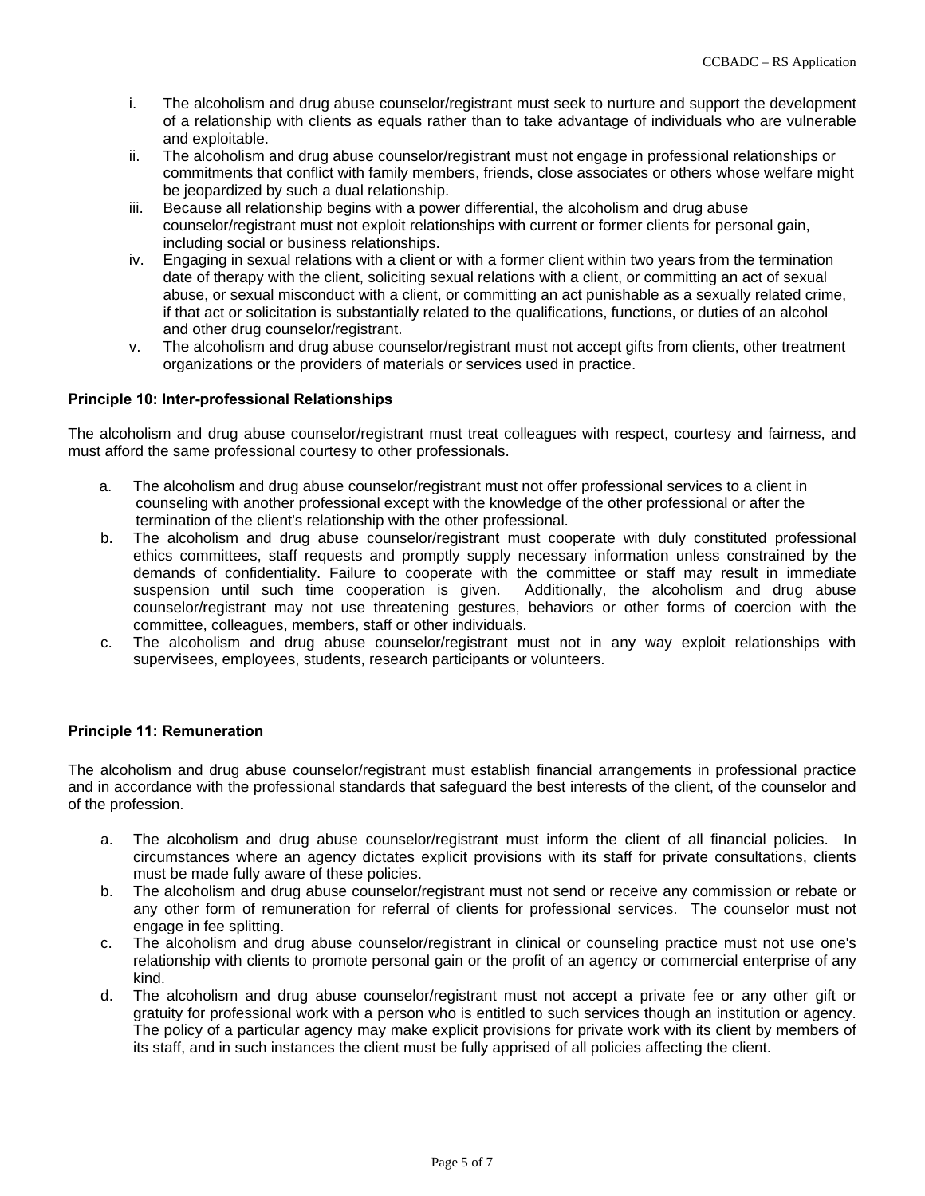i. The alcoholism and drug abuse counselor/registrant must seek to nurture and support the development of a relationship with clients as equals rather than to take advantage of individuals who are vulnerable and exploitable.
ii. The alcoholism and drug abuse counselor/registrant must not engage in professional relationships or commitments that conflict with family members, friends, close associates or others whose welfare might be jeopardized by such a dual relationship.
iii. Because all relationship begins with a power differential, the alcoholism and drug abuse counselor/registrant must not exploit relationships with current or former clients for personal gain, including social or business relationships.
iv. Engaging in sexual relations with a client or with a former client within two years from the termination date of therapy with the client, soliciting sexual relations with a client, or committing an act of sexual abuse, or sexual misconduct with a client, or committing an act punishable as a sexually related crime, if that act or solicitation is substantially related to the qualifications, functions, or duties of an alcohol and other drug counselor/registrant.
v. The alcoholism and drug abuse counselor/registrant must not accept gifts from clients, other treatment organizations or the providers of materials or services used in practice.

**Principle 10: Inter-professional Relationships**

The alcoholism and drug abuse counselor/registrant must treat colleagues with respect, courtesy and fairness, and must afford the same professional courtesy to other professionals.

a. The alcoholism and drug abuse counselor/registrant must not offer professional services to a client in counseling with another professional except with the knowledge of the other professional or after the termination of the client's relationship with the other professional.
b. The alcoholism and drug abuse counselor/registrant must cooperate with duly constituted professional ethics committees, staff requests and promptly supply necessary information unless constrained by the demands of confidentiality. Failure to cooperate with the committee or staff may result in immediate suspension until such time cooperation is given. Additionally, the alcoholism and drug abuse counselor/registrant may not use threatening gestures, behaviors or other forms of coercion with the committee, colleagues, members, staff or other individuals.
c. The alcoholism and drug abuse counselor/registrant must not in any way exploit relationships with supervisees, employees, students, research participants or volunteers.

**Principle 11: Remuneration**

The alcoholism and drug abuse counselor/registrant must establish financial arrangements in professional practice and in accordance with the professional standards that safeguard the best interests of the client, of the counselor and of the profession.

a. The alcoholism and drug abuse counselor/registrant must inform the client of all financial policies. In circumstances where an agency dictates explicit provisions with its staff for private consultations, clients must be made fully aware of these policies.
b. The alcoholism and drug abuse counselor/registrant must not send or receive any commission or rebate or any other form of remuneration for referral of clients for professional services. The counselor must not engage in fee splitting.
c. The alcoholism and drug abuse counselor/registrant in clinical or counseling practice must not use one's relationship with clients to promote personal gain or the profit of an agency or commercial enterprise of any kind.
d. The alcoholism and drug abuse counselor/registrant must not accept a private fee or any other gift or gratuity for professional work with a person who is entitled to such services though an institution or agency. The policy of a particular agency may make explicit provisions for private work with its client by members of its staff, and in such instances the client must be fully apprised of all policies affecting the client.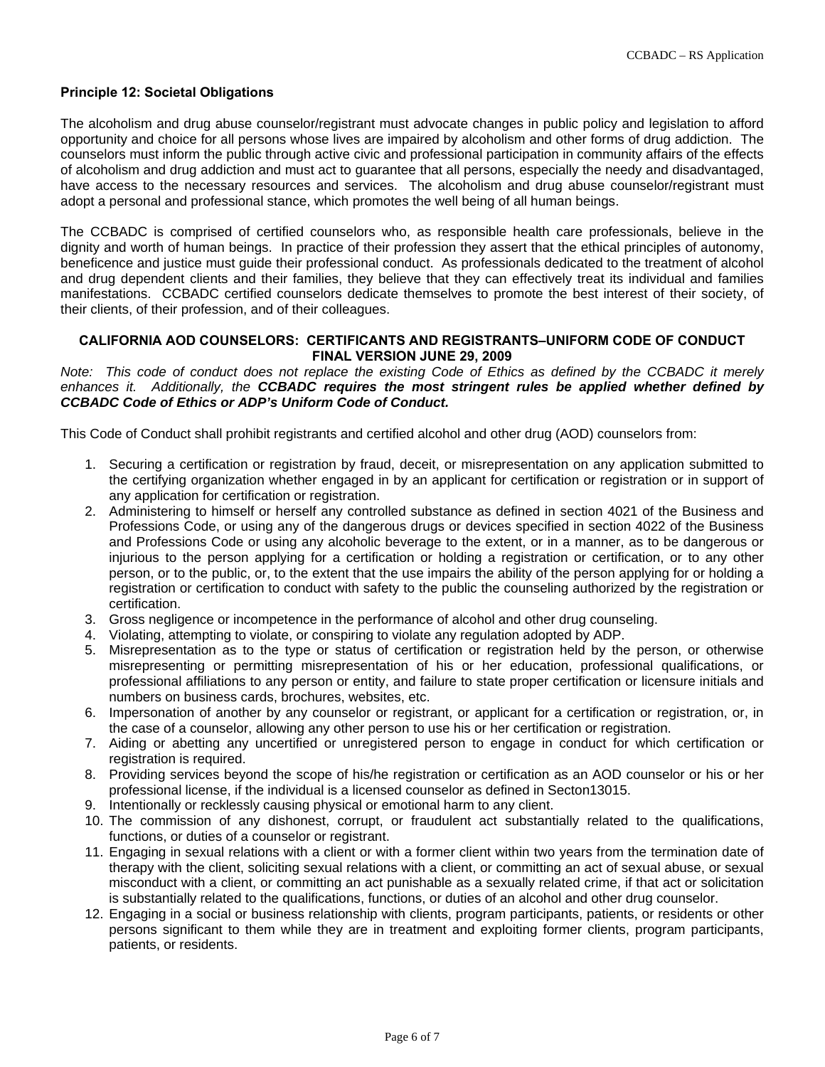**Principle 12: Societal Obligations**

The alcoholism and drug abuse counselor/registrant must advocate changes in public policy and legislation to afford opportunity and choice for all persons whose lives are impaired by alcoholism and other forms of drug addiction. The counselors must inform the public through active civic and professional participation in community affairs of the effects of alcoholism and drug addiction and must act to guarantee that all persons, especially the needy and disadvantaged, have access to the necessary resources and services. The alcoholism and drug abuse counselor/registrant must adopt a personal and professional stance, which promotes the well being of all human beings.

The CCBADC is comprised of certified counselors who, as responsible health care professionals, believe in the dignity and worth of human beings. In practice of their profession they assert that the ethical principles of autonomy, beneficence and justice must guide their professional conduct. As professionals dedicated to the treatment of alcohol and drug dependent clients and their families, they believe that they can effectively treat its individual and families manifestations. CCBADC certified counselors dedicate themselves to promote the best interest of their society, of their clients, of their profession, and of their colleagues.

**CALIFORNIA AOD COUNSELORS: CERTIFICANTS AND REGISTRANTS–UNIFORM CODE OF CONDUCT FINAL VERSION JUNE 29, 2009**

*Note: This code of conduct does not replace the existing Code of Ethics as defined by the CCBADC it merely enhances it. Additionally, the* ***CCBADC requires the most stringent rules be applied whether defined by CCBADC Code of Ethics or ADP's Uniform Code of Conduct.***

This Code of Conduct shall prohibit registrants and certified alcohol and other drug (AOD) counselors from:

1. Securing a certification or registration by fraud, deceit, or misrepresentation on any application submitted to the certifying organization whether engaged in by an applicant for certification or registration or in support of any application for certification or registration.
2. Administering to himself or herself any controlled substance as defined in section 4021 of the Business and Professions Code, or using any of the dangerous drugs or devices specified in section 4022 of the Business and Professions Code or using any alcoholic beverage to the extent, or in a manner, as to be dangerous or injurious to the person applying for a certification or holding a registration or certification, or to any other person, or to the public, or, to the extent that the use impairs the ability of the person applying for or holding a registration or certification to conduct with safety to the public the counseling authorized by the registration or certification.
3. Gross negligence or incompetence in the performance of alcohol and other drug counseling.
4. Violating, attempting to violate, or conspiring to violate any regulation adopted by ADP.
5. Misrepresentation as to the type or status of certification or registration held by the person, or otherwise misrepresenting or permitting misrepresentation of his or her education, professional qualifications, or professional affiliations to any person or entity, and failure to state proper certification or licensure initials and numbers on business cards, brochures, websites, etc.
6. Impersonation of another by any counselor or registrant, or applicant for a certification or registration, or, in the case of a counselor, allowing any other person to use his or her certification or registration.
7. Aiding or abetting any uncertified or unregistered person to engage in conduct for which certification or registration is required.
8. Providing services beyond the scope of his/he registration or certification as an AOD counselor or his or her professional license, if the individual is a licensed counselor as defined in Secton13015.
9. Intentionally or recklessly causing physical or emotional harm to any client.
10. The commission of any dishonest, corrupt, or fraudulent act substantially related to the qualifications, functions, or duties of a counselor or registrant.
11. Engaging in sexual relations with a client or with a former client within two years from the termination date of therapy with the client, soliciting sexual relations with a client, or committing an act of sexual abuse, or sexual misconduct with a client, or committing an act punishable as a sexually related crime, if that act or solicitation is substantially related to the qualifications, functions, or duties of an alcohol and other drug counselor.
12. Engaging in a social or business relationship with clients, program participants, patients, or residents or other persons significant to them while they are in treatment and exploiting former clients, program participants, patients, or residents.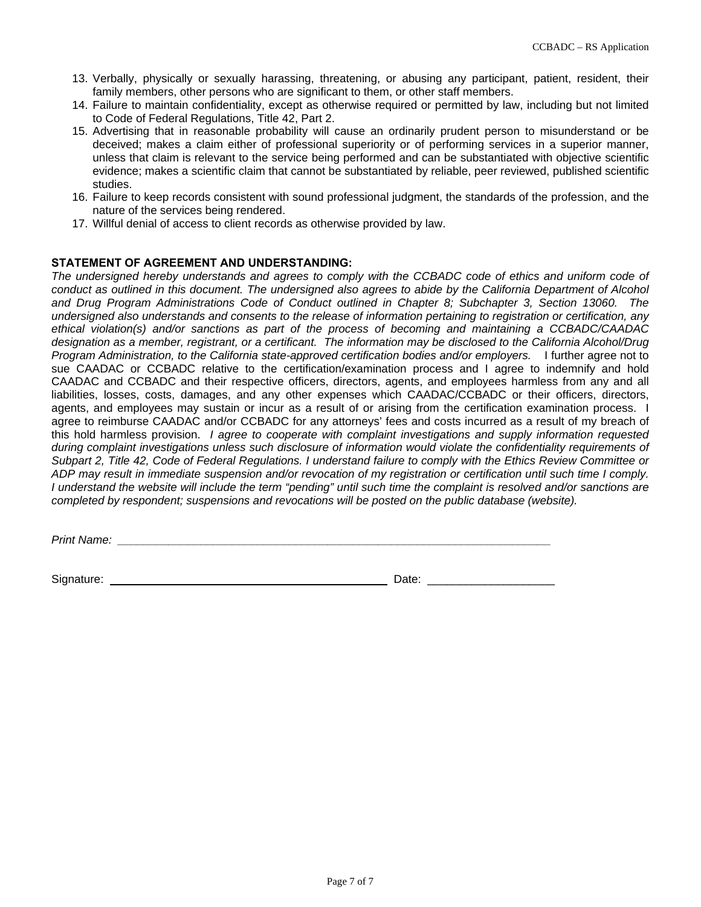13. Verbally, physically or sexually harassing, threatening, or abusing any participant, patient, resident, their family members, other persons who are significant to them, or other staff members.
14. Failure to maintain confidentiality, except as otherwise required or permitted by law, including but not limited to Code of Federal Regulations, Title 42, Part 2.
15. Advertising that in reasonable probability will cause an ordinarily prudent person to misunderstand or be deceived; makes a claim either of professional superiority or of performing services in a superior manner, unless that claim is relevant to the service being performed and can be substantiated with objective scientific evidence; makes a scientific claim that cannot be substantiated by reliable, peer reviewed, published scientific studies.
16. Failure to keep records consistent with sound professional judgment, the standards of the profession, and the nature of the services being rendered.
17. Willful denial of access to client records as otherwise provided by law.

**STATEMENT OF AGREEMENT AND UNDERSTANDING:**

*The undersigned hereby understands and agrees to comply with the CCBADC code of ethics and uniform code of conduct as outlined in this document. The undersigned also agrees to abide by the California Department of Alcohol and Drug Program Administrations Code of Conduct outlined in Chapter 8; Subchapter 3, Section 13060. The undersigned also understands and consents to the release of information pertaining to registration or certification, any ethical violation(s) and/or sanctions as part of the process of becoming and maintaining a CCBADC/CAADAC designation as a member, registrant, or a certificant. The information may be disclosed to the California Alcohol/Drug Program Administration, to the California state-approved certification bodies and/or employers.* I further agree not to sue CAADAC or CCBADC relative to the certification/examination process and I agree to indemnify and hold CAADAC and CCBADC and their respective officers, directors, agents, and employees harmless from any and all liabilities, losses, costs, damages, and any other expenses which CAADAC/CCBADC or their officers, directors, agents, and employees may sustain or incur as a result of or arising from the certification examination process. I agree to reimburse CAADAC and/or CCBADC for any attorneys' fees and costs incurred as a result of my breach of this hold harmless provision. *I agree to cooperate with complaint investigations and supply information requested during complaint investigations unless such disclosure of information would violate the confidentiality requirements of Subpart 2, Title 42, Code of Federal Regulations. I understand failure to comply with the Ethics Review Committee or ADP may result in immediate suspension and/or revocation of my registration or certification until such time I comply. I understand the website will include the term "pending" until such time the complaint is resolved and/or sanctions are completed by respondent; suspensions and revocations will be posted on the public database (website).*

*Print Name:* ______________________________________________________________________

Signature: ____________________________________________ Date: ___________________